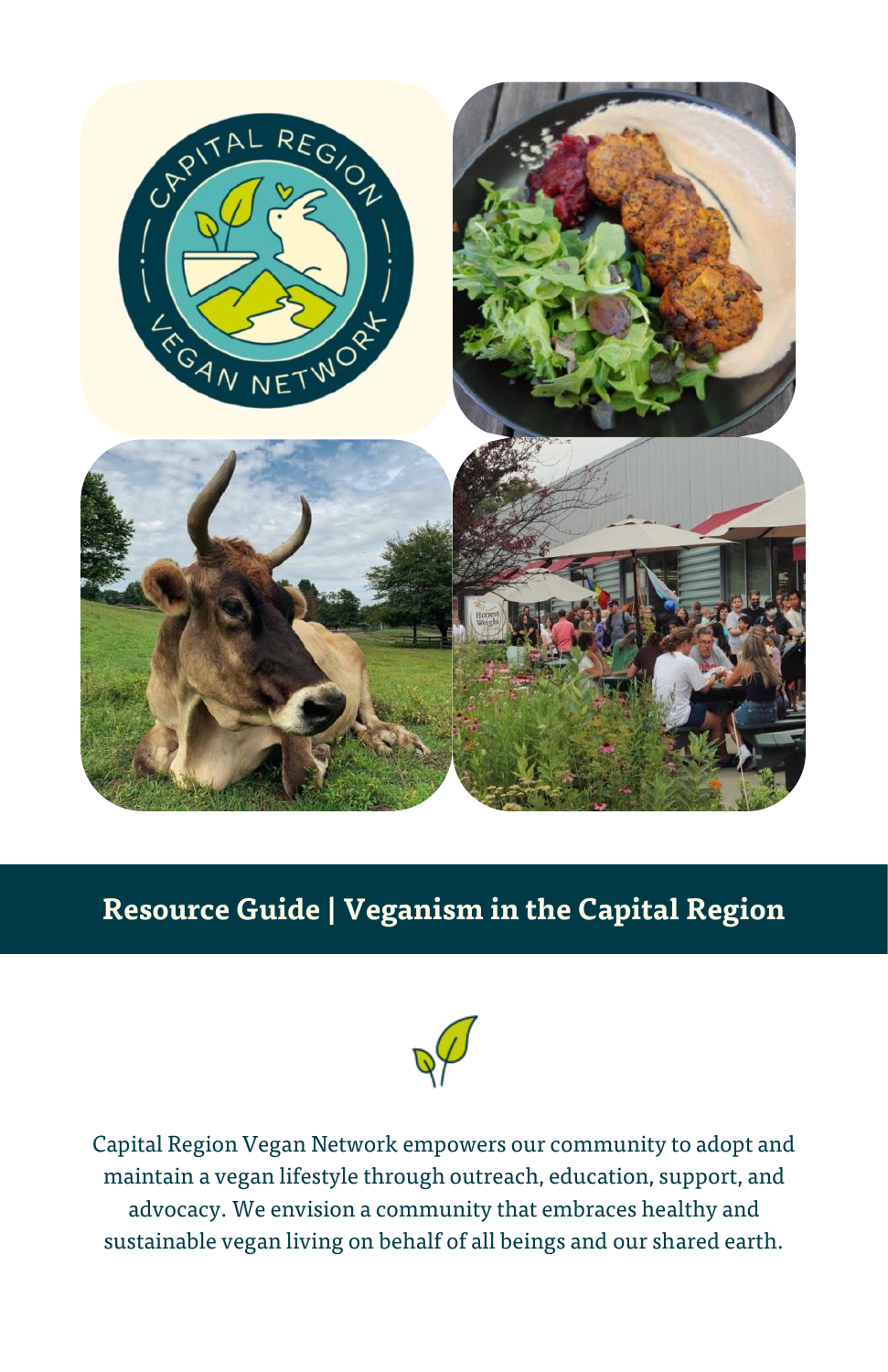# Resource Guide | Veganism in the Capital Region

Capital Region Vegan Network empowers our community to adopt and maintain a vegan lifestyle through outreach, education, support, and advocacy. We envision a community that embraces healthy and sustainable vegan living on behalf of all beings and our shared earth.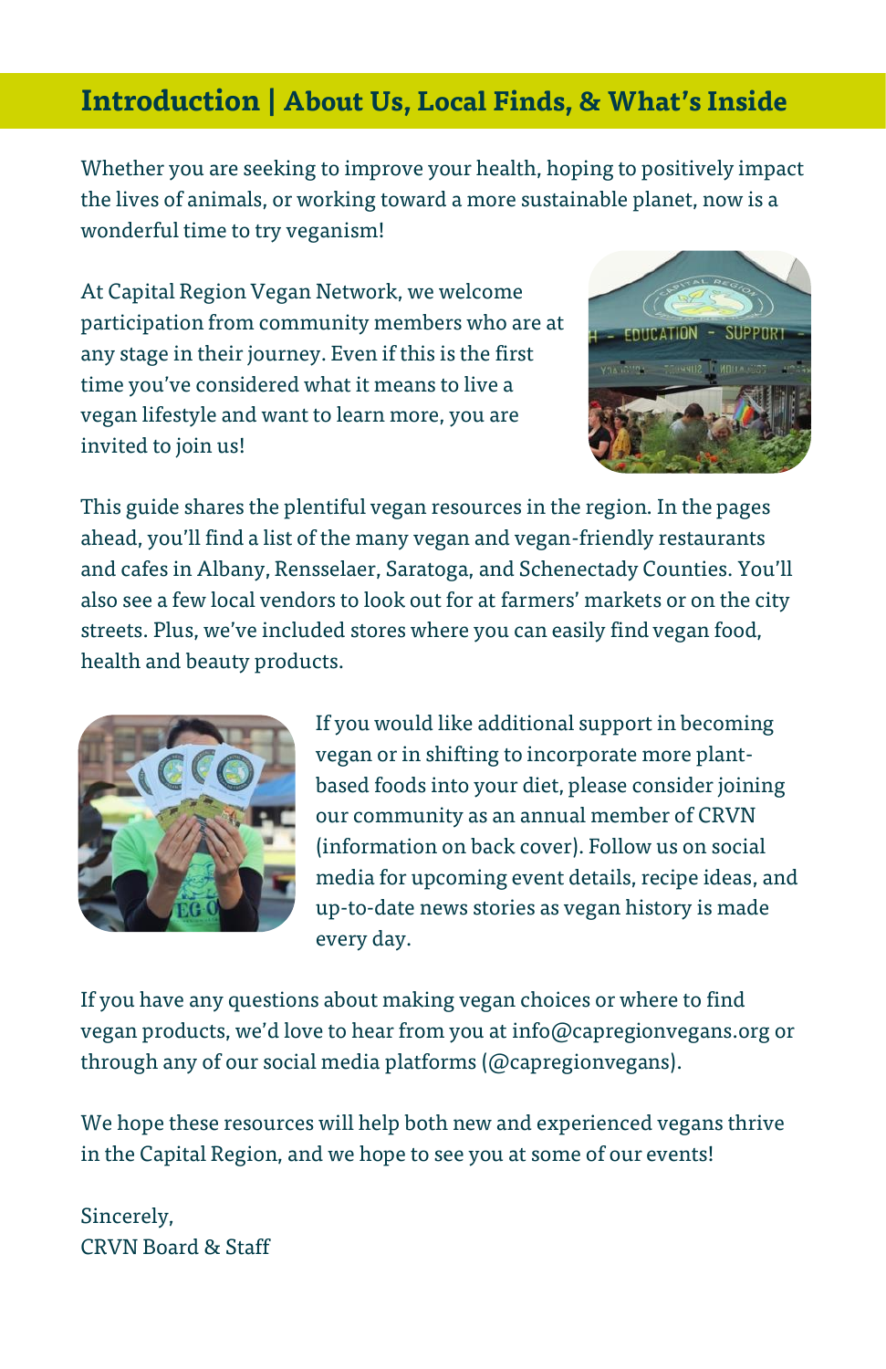## Introduction | About Us, Local Finds, & What's Inside

Whether you are seeking to improve your health, hoping to positively impact the lives of animals, or working toward a more sustainable planet, now is a wonderful time to try veganism!

At Capital Region Vegan Network, we welcome participation from community members who are at any stage in their journey. Even if this is the first time you've considered what it means to live a vegan lifestyle and want to learn more, you are invited to join us!

This guide shares the plentiful vegan resources in the region. In the pages ahead, you'll find a list of the many vegan and vegan-friendly restaurants and cafes in Albany, Rensselaer, Saratoga, and Schenectady Counties. You'll also see a few local vendors to look out for at farmers' markets or on the city streets. Plus, we've included stores where you can easily find vegan food, health and beauty products.

If you would like additional support in becoming vegan or in shifting to incorporate more plant-based foods into your diet, please consider joining our community as an annual member of CRVN (information on back cover). Follow us on social media for upcoming event details, recipe ideas, and up-to-date news stories as vegan history is made every day.

If you have any questions about making vegan choices or where to find vegan products, we'd love to hear from you at info@capregionvegans.org or through any of our social media platforms (@capregionvegans).

We hope these resources will help both new and experienced vegans thrive in the Capital Region, and we hope to see you at some of our events!

Sincerely,  
CRVN Board & Staff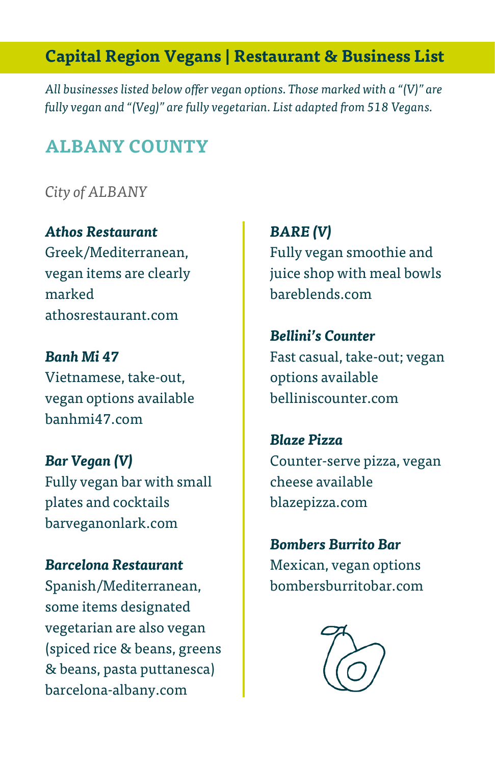# Capital Region Vegans | Restaurant & Business List

*All businesses listed below offer vegan options. Those marked with a "(V)" are fully vegan and "(Veg)" are fully vegetarian. List adapted from 518 Vegans.*

## ALBANY COUNTY

*City of ALBANY*

***Athos Restaurant***
Greek/Mediterranean, vegan items are clearly marked
athosrestaurant.com

***Banh Mi 47***
Vietnamese, take-out, vegan options available
banhmi47.com

***Bar Vegan (V)***
Fully vegan bar with small plates and cocktails
barveganonlark.com

***Barcelona Restaurant***
Spanish/Mediterranean, some items designated vegetarian are also vegan (spiced rice & beans, greens & beans, pasta puttanesca)
barcelona-albany.com

***BARE (V)***
Fully vegan smoothie and juice shop with meal bowls
bareblends.com

***Bellini's Counter***
Fast casual, take-out; vegan options available
bellinicounter.com

***Blaze Pizza***
Counter-serve pizza, vegan cheese available
blazepizza.com

***Bombers Burrito Bar***
Mexican, vegan options
bombersburritobar.com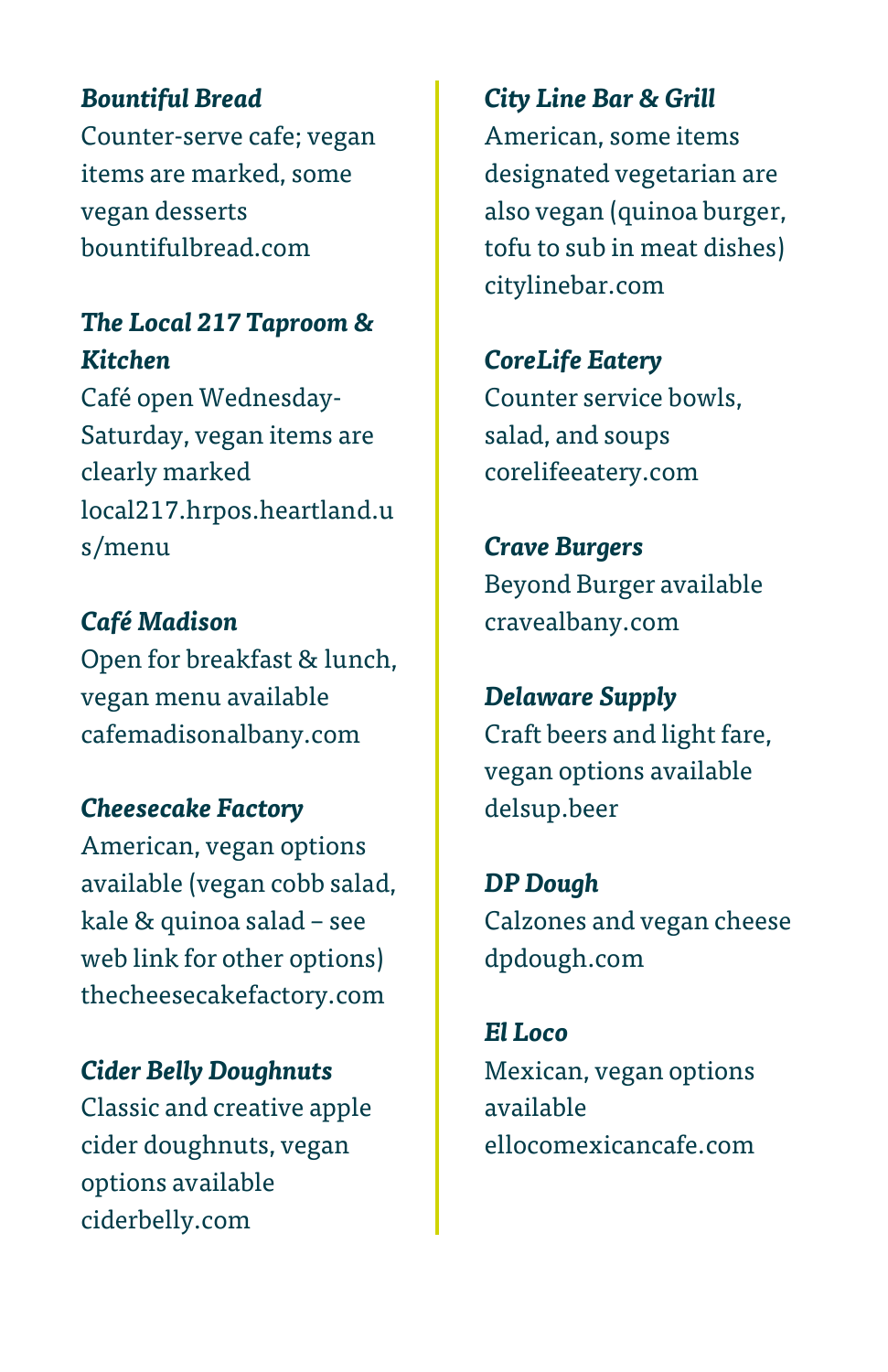***Bountiful Bread***
Counter-serve cafe; vegan items are marked, some vegan desserts
bountifulbread.com

***The Local 217 Taproom & Kitchen***
Café open Wednesday-Saturday, vegan items are clearly marked
local217.hrpos.heartland.us/menu

***Café Madison***
Open for breakfast & lunch, vegan menu available
cafemadisonalbany.com

***Cheesecake Factory***
American, vegan options available (vegan cobb salad, kale & quinoa salad – see web link for other options)
thecheesecakefactory.com

***Cider Belly Doughnuts***
Classic and creative apple cider doughnuts, vegan options available
ciderbelly.com

***City Line Bar & Grill***
American, some items designated vegetarian are also vegan (quinoa burger, tofu to sub in meat dishes)
citylinebar.com

***CoreLife Eatery***
Counter service bowls, salad, and soups
corelifeeatery.com

***Crave Burgers***
Beyond Burger available
cravealbany.com

***Delaware Supply***
Craft beers and light fare, vegan options available
delsup.beer

***DP Dough***
Calzones and vegan cheese
dpdough.com

***El Loco***
Mexican, vegan options available
ellocomexicancafe.com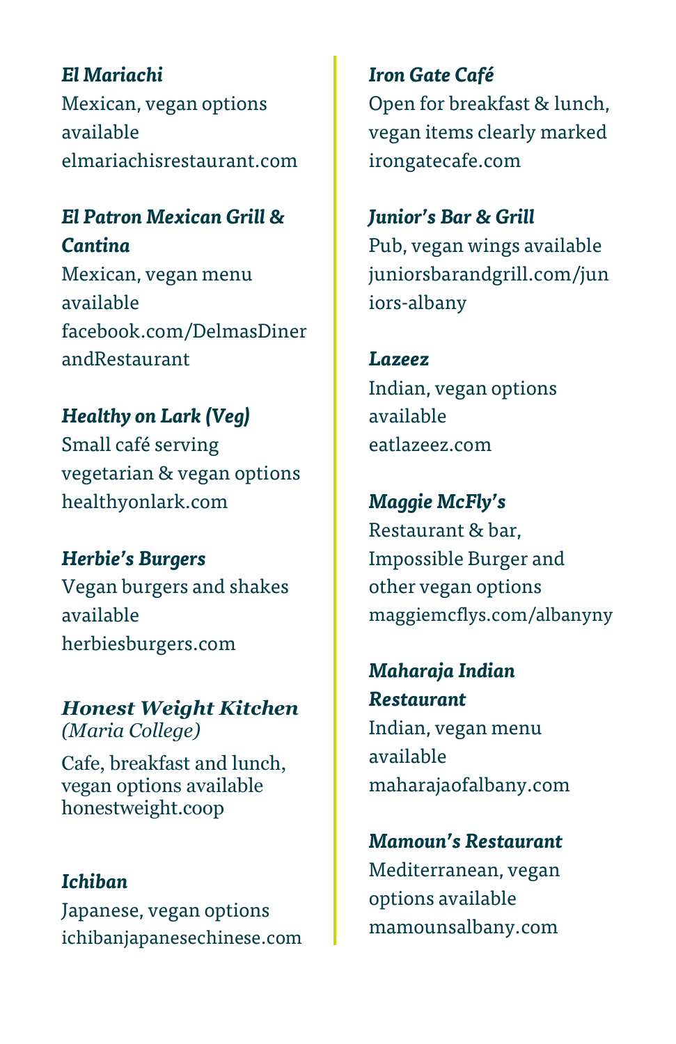***El Mariachi***
Mexican, vegan options available
elmariachisrestaurant.com

***El Patron Mexican Grill & Cantina***
Mexican, vegan menu available
facebook.com/DelmasDinerandRestaurant

***Healthy on Lark (Veg)***
Small café serving vegetarian & vegan options
healthyonlark.com

***Herbie's Burgers***
Vegan burgers and shakes available
herbiesburgers.com

***Honest Weight Kitchen*** *(Maria College)*
Cafe, breakfast and lunch, vegan options available
honestweight.coop

***Ichiban***
Japanese, vegan options
ichibanjapanesechinese.com

***Iron Gate Café***
Open for breakfast & lunch, vegan items clearly marked
irongatecafe.com

***Junior's Bar & Grill***
Pub, vegan wings available
juniorsbarandgrill.com/juniors-albany

***Lazeez***
Indian, vegan options available
eatlazeez.com

***Maggie McFly's***
Restaurant & bar, Impossible Burger and other vegan options
maggiemcflys.com/albanyny

***Maharaja Indian Restaurant***
Indian, vegan menu available
maharajaofalbany.com

***Mamoun's Restaurant***
Mediterranean, vegan options available
mamounsalbany.com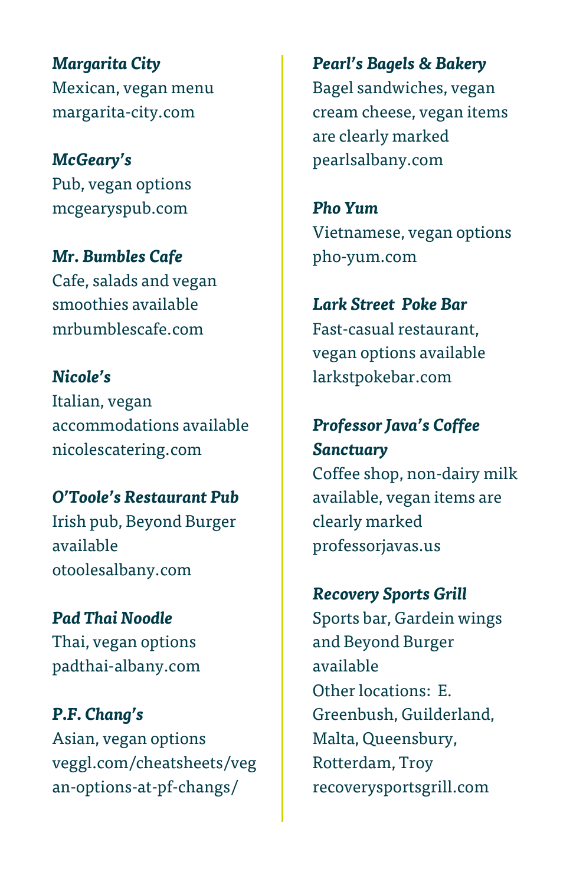***Margarita City***
Mexican, vegan menu
margarita-city.com

***McGeary's***
Pub, vegan options
mcgearyspub.com

***Mr. Bumbles Cafe***
Cafe, salads and vegan smoothies available
mrbumblescafe.com

***Nicole's***
Italian, vegan accommodations available
nicolescatering.com

***O'Toole's Restaurant Pub***
Irish pub, Beyond Burger available
otoolesalbany.com

***Pad Thai Noodle***
Thai, vegan options
padthai-albany.com

***P.F. Chang's***
Asian, vegan options
veggl.com/cheatsheets/vegan-options-at-pf-changs/

***Pearl's Bagels & Bakery***
Bagel sandwiches, vegan cream cheese, vegan items are clearly marked
pearlsalbany.com

***Pho Yum***
Vietnamese, vegan options
pho-yum.com

***Lark Street Poke Bar***
Fast-casual restaurant, vegan options available
larkstpokebar.com

***Professor Java's Coffee Sanctuary***
Coffee shop, non-dairy milk available, vegan items are clearly marked
professorjavas.us

***Recovery Sports Grill***
Sports bar, Gardein wings and Beyond Burger available
Other locations: E. Greenbush, Guilderland, Malta, Queensbury, Rotterdam, Troy
recoverysportsgrill.com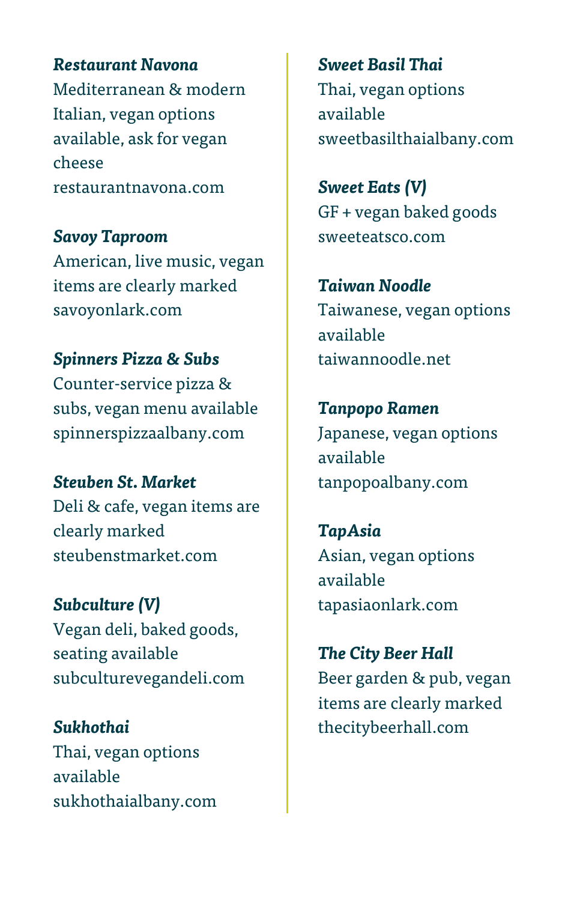***Restaurant Navona***
Mediterranean & modern Italian, vegan options available, ask for vegan cheese
restaurantnavona.com

***Savoy Taproom***
American, live music, vegan items are clearly marked
savoyonlark.com

***Spinners Pizza & Subs***
Counter-service pizza & subs, vegan menu available
spinnerspizzaalbany.com

***Steuben St. Market***
Deli & cafe, vegan items are clearly marked
steubenstmarket.com

***Subculture (V)***
Vegan deli, baked goods, seating available
subculturevegandeli.com

***Sukhothai***
Thai, vegan options available
sukhothaialbany.com

***Sweet Basil Thai***
Thai, vegan options available
sweetbasilthaialbany.com

***Sweet Eats (V)***
GF + vegan baked goods
sweeteatsco.com

***Taiwan Noodle***
Taiwanese, vegan options available
taiwannoodle.net

***Tanpopo Ramen***
Japanese, vegan options available
tanpopoalbany.com

***TapAsia***
Asian, vegan options available
tapasiaonlark.com

***The City Beer Hall***
Beer garden & pub, vegan items are clearly marked
thecitybeerhall.com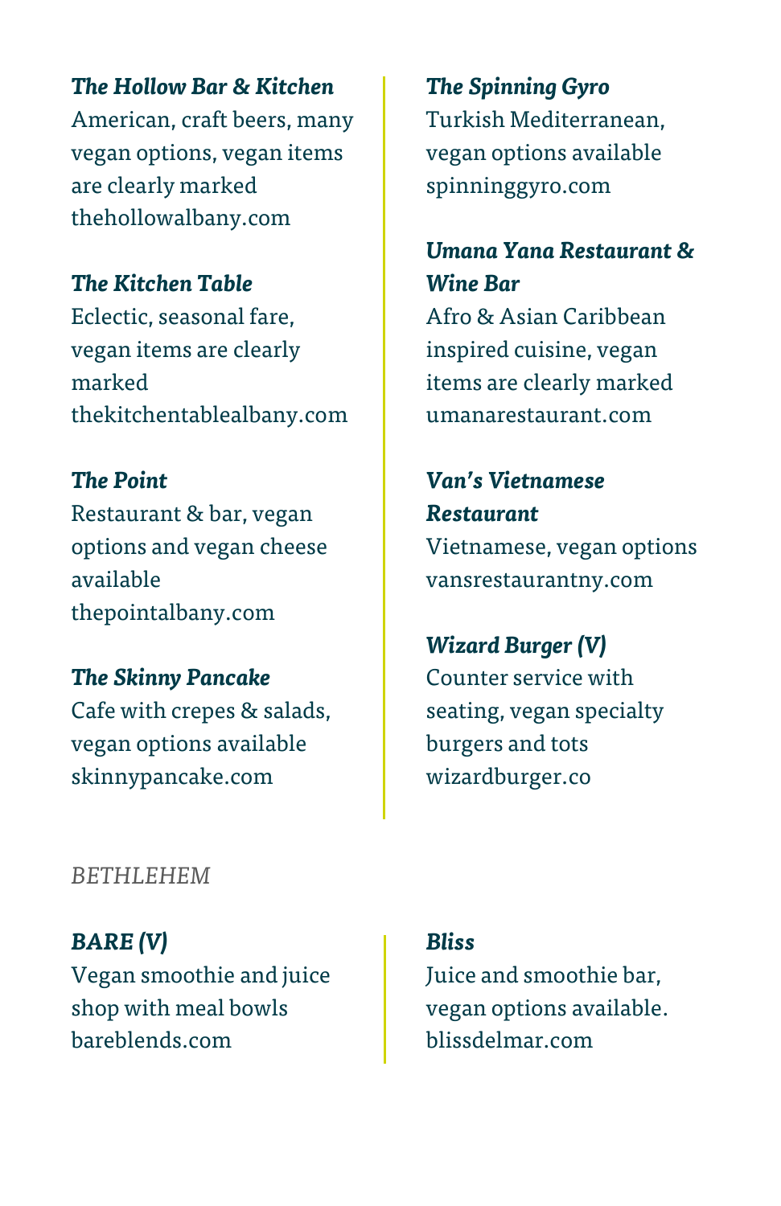***The Hollow Bar & Kitchen***
American, craft beers, many vegan options, vegan items are clearly marked
thehollowalbany.com

***The Kitchen Table***
Eclectic, seasonal fare, vegan items are clearly marked
thekitchentablealbany.com

***The Point***
Restaurant & bar, vegan options and vegan cheese available
thepointalbany.com

***The Skinny Pancake***
Cafe with crepes & salads, vegan options available
skinnypancake.com

***The Spinning Gyro***
Turkish Mediterranean, vegan options available
spinninggyro.com

***Umana Yana Restaurant & Wine Bar***
Afro & Asian Caribbean inspired cuisine, vegan items are clearly marked
umanarestaurant.com

***Van's Vietnamese Restaurant***
Vietnamese, vegan options
vansrestaurantny.com

***Wizard Burger (V)***
Counter service with seating, vegan specialty burgers and tots
wizardburger.co

*BETHLEHEM*

***BARE (V)***
Vegan smoothie and juice shop with meal bowls
bareblends.com

***Bliss***
Juice and smoothie bar, vegan options available.
blissdelmar.com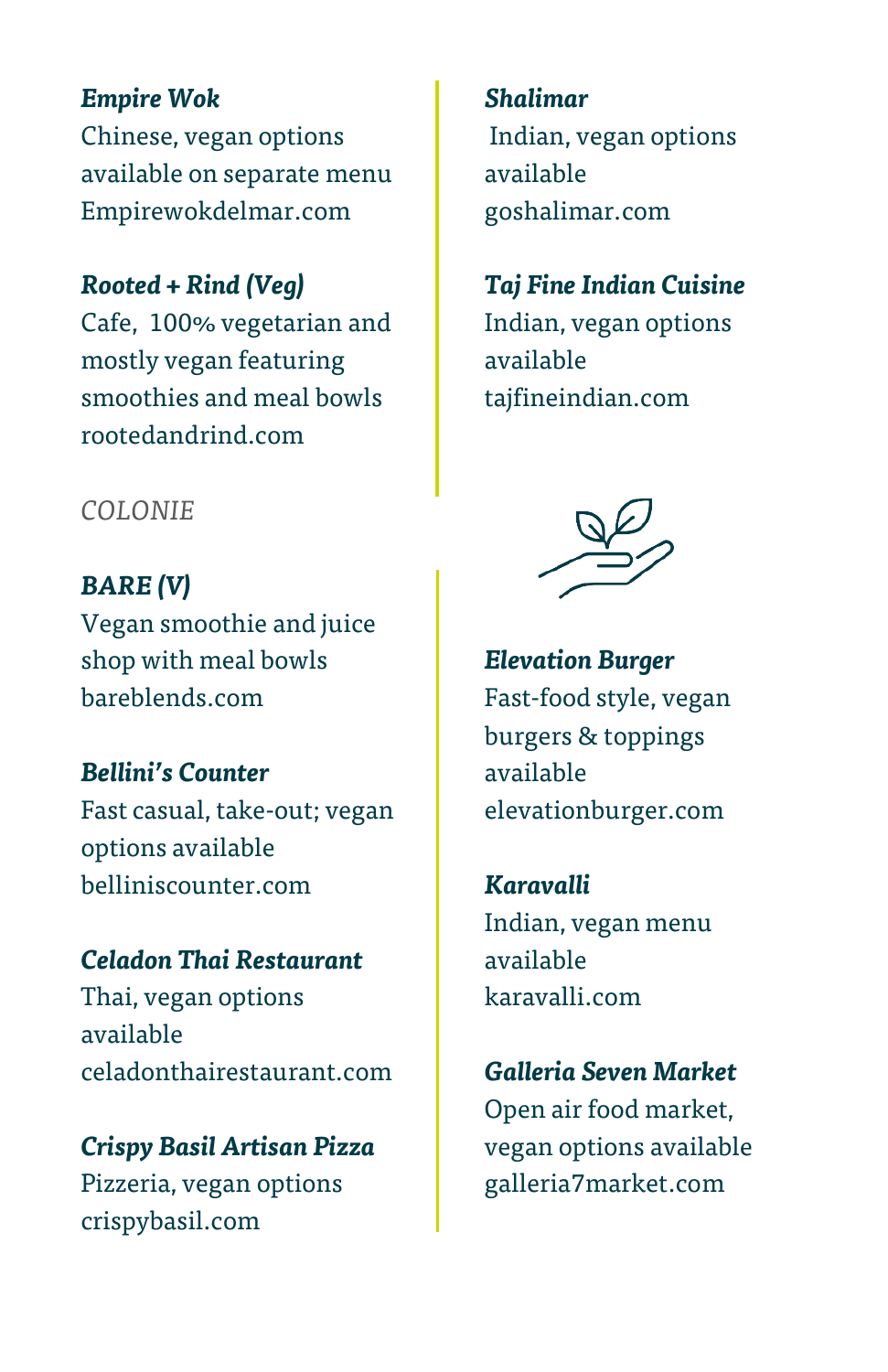***Empire Wok***
Chinese, vegan options available on separate menu
Empirewokdelmar.com

***Rooted + Rind (Veg)***
Cafe, 100% vegetarian and mostly vegan featuring smoothies and meal bowls
rootedandrind.com

*COLONIE*

***BARE (V)***
Vegan smoothie and juice shop with meal bowls
bareblends.com

***Bellini's Counter***
Fast casual, take-out; vegan options available
belliniscounter.com

***Celadon Thai Restaurant***
Thai, vegan options available
celadonthairestaurant.com

***Crispy Basil Artisan Pizza***
Pizzeria, vegan options
crispybasil.com

***Shalimar***
Indian, vegan options available
goshalimar.com

***Taj Fine Indian Cuisine***
Indian, vegan options available
tajfineindian.com

***Elevation Burger***
Fast-food style, vegan burgers & toppings available
elevationburger.com

***Karavalli***
Indian, vegan menu available
karavalli.com

***Galleria Seven Market***
Open air food market, vegan options available
galleria7market.com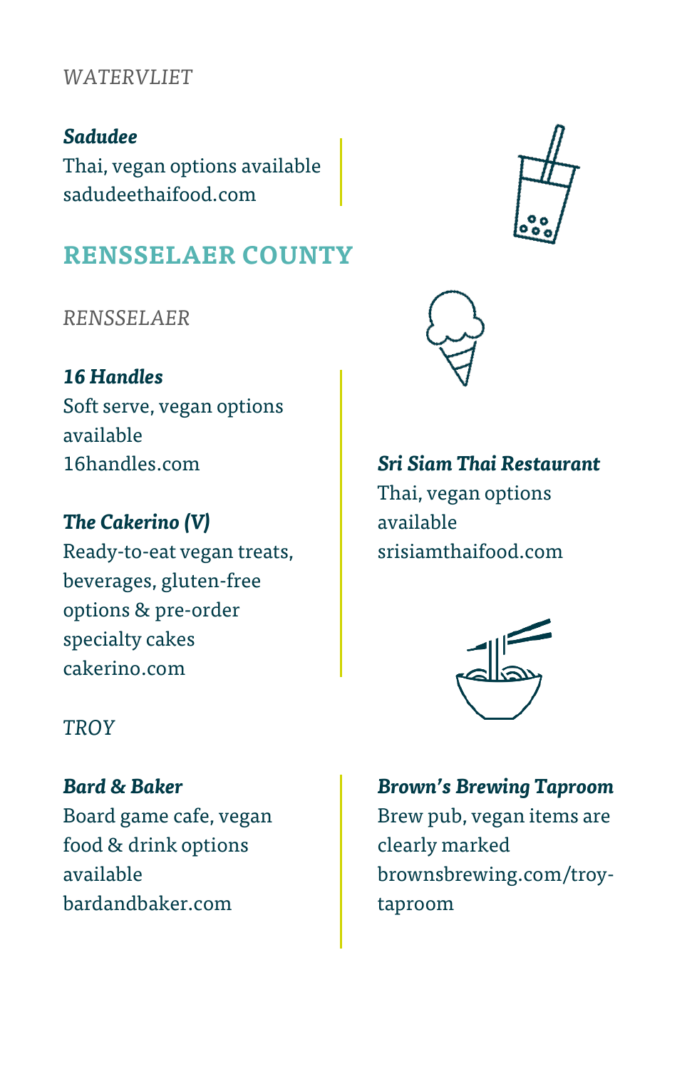*WATERVLIET*

***Sadudee***
Thai, vegan options available
sadudeethaifood.com

## RENSSELAER COUNTY

*RENSSELAER*

***16 Handles***
Soft serve, vegan options available
16handles.com

***The Cakerino (V)***
Ready-to-eat vegan treats, beverages, gluten-free options & pre-order specialty cakes
cakerino.com

***Sri Siam Thai Restaurant***
Thai, vegan options available
srisiamthaifood.com

*TROY*

***Bard & Baker***
Board game cafe, vegan food & drink options available
bardandbaker.com

***Brown's Brewing Taproom***
Brew pub, vegan items are clearly marked
brownsbrewing.com/troy-taproom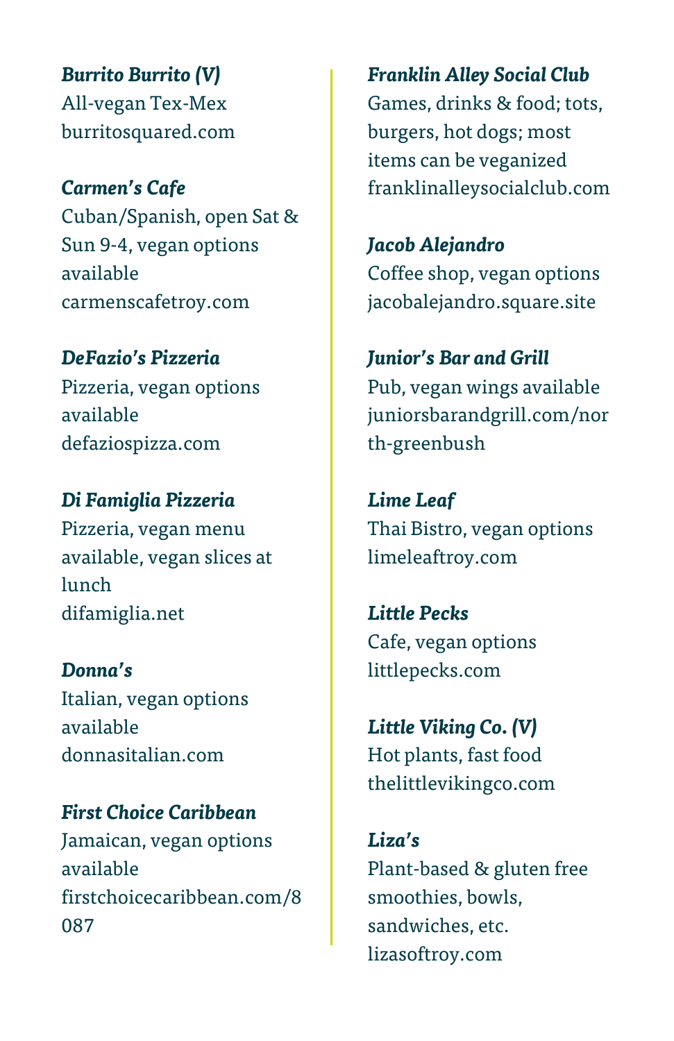***Burrito Burrito (V)***
All-vegan Tex-Mex
burritosquared.com

***Carmen's Cafe***
Cuban/Spanish, open Sat & Sun 9-4, vegan options available
carmenscafetroy.com

***DeFazio's Pizzeria***
Pizzeria, vegan options available
defaziospizza.com

***Di Famiglia Pizzeria***
Pizzeria, vegan menu available, vegan slices at lunch
difamiglia.net

***Donna's***
Italian, vegan options available
donnasitalian.com

***First Choice Caribbean***
Jamaican, vegan options available
firstchoicecaribbean.com/8087

***Franklin Alley Social Club***
Games, drinks & food; tots, burgers, hot dogs; most items can be veganized
franklinalleysocialclub.com

***Jacob Alejandro***
Coffee shop, vegan options
jacobalejandro.square.site

***Junior's Bar and Grill***
Pub, vegan wings available
juniorsbarandgrill.com/north-greenbush

***Lime Leaf***
Thai Bistro, vegan options
limeleaftroy.com

***Little Pecks***
Cafe, vegan options
littlepecks.com

***Little Viking Co. (V)***
Hot plants, fast food
thelittlevikingco.com

***Liza's***
Plant-based & gluten free smoothies, bowls, sandwiches, etc.
lizasoftroy.com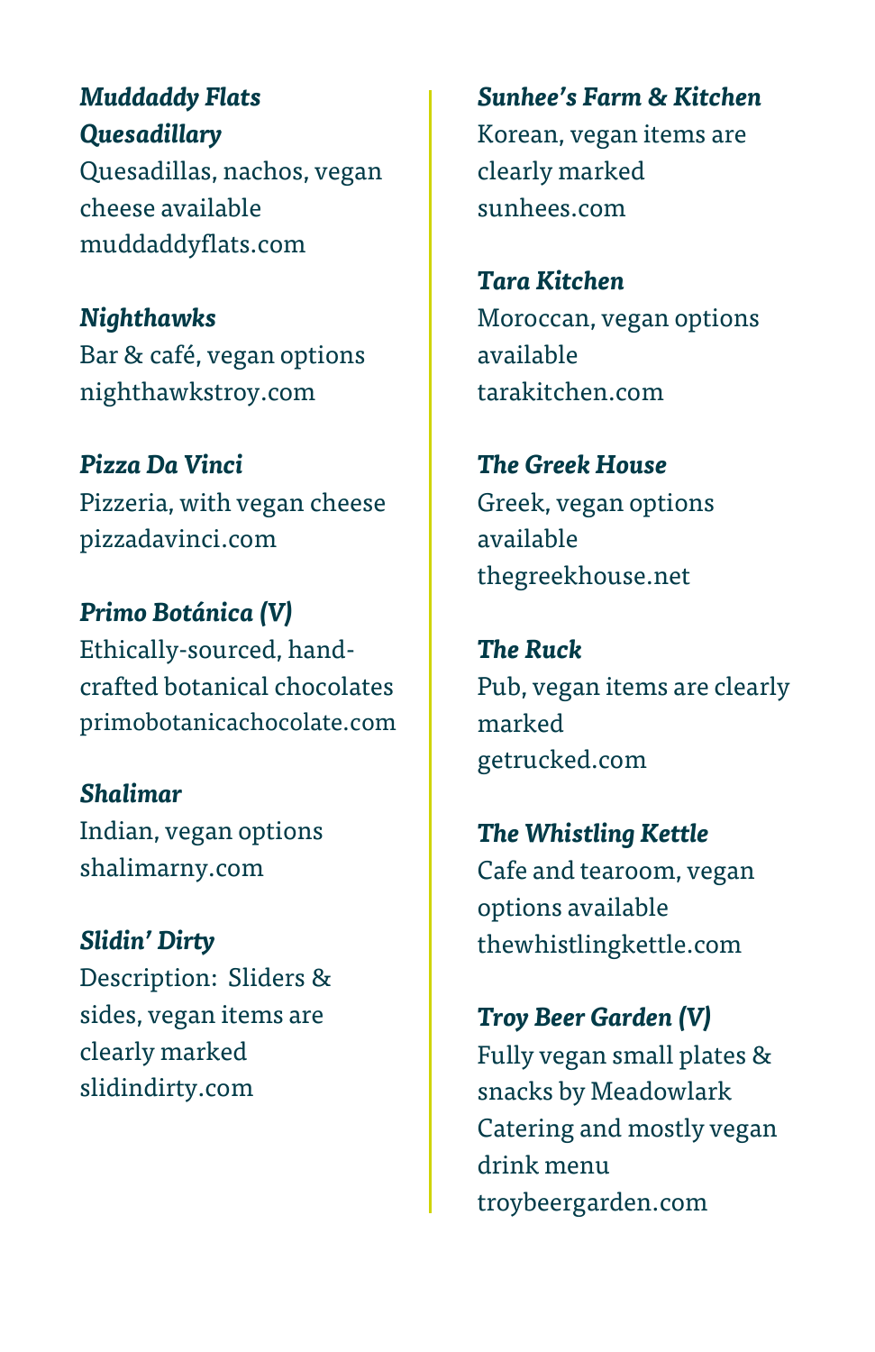***Muddaddy Flats Quesadillary***
Quesadillas, nachos, vegan cheese available
muddaddyflats.com

***Nighthawks***
Bar & café, vegan options
nighthawkstroy.com

***Pizza Da Vinci***
Pizzeria, with vegan cheese
pizzadavinci.com

***Primo Botánica (V)***
Ethically-sourced, hand-crafted botanical chocolates
primobotanicachocolate.com

***Shalimar***
Indian, vegan options
shalimarny.com

***Slidin' Dirty***
Description: Sliders & sides, vegan items are clearly marked
slidindirty.com

***Sunhee's Farm & Kitchen***
Korean, vegan items are clearly marked
sunhees.com

***Tara Kitchen***
Moroccan, vegan options available
tarakitchen.com

***The Greek House***
Greek, vegan options available
thegreekhouse.net

***The Ruck***
Pub, vegan items are clearly marked
getrucked.com

***The Whistling Kettle***
Cafe and tearoom, vegan options available
thewhistlingkettle.com

***Troy Beer Garden (V)***
Fully vegan small plates & snacks by Meadowlark Catering and mostly vegan drink menu
troybeergarden.com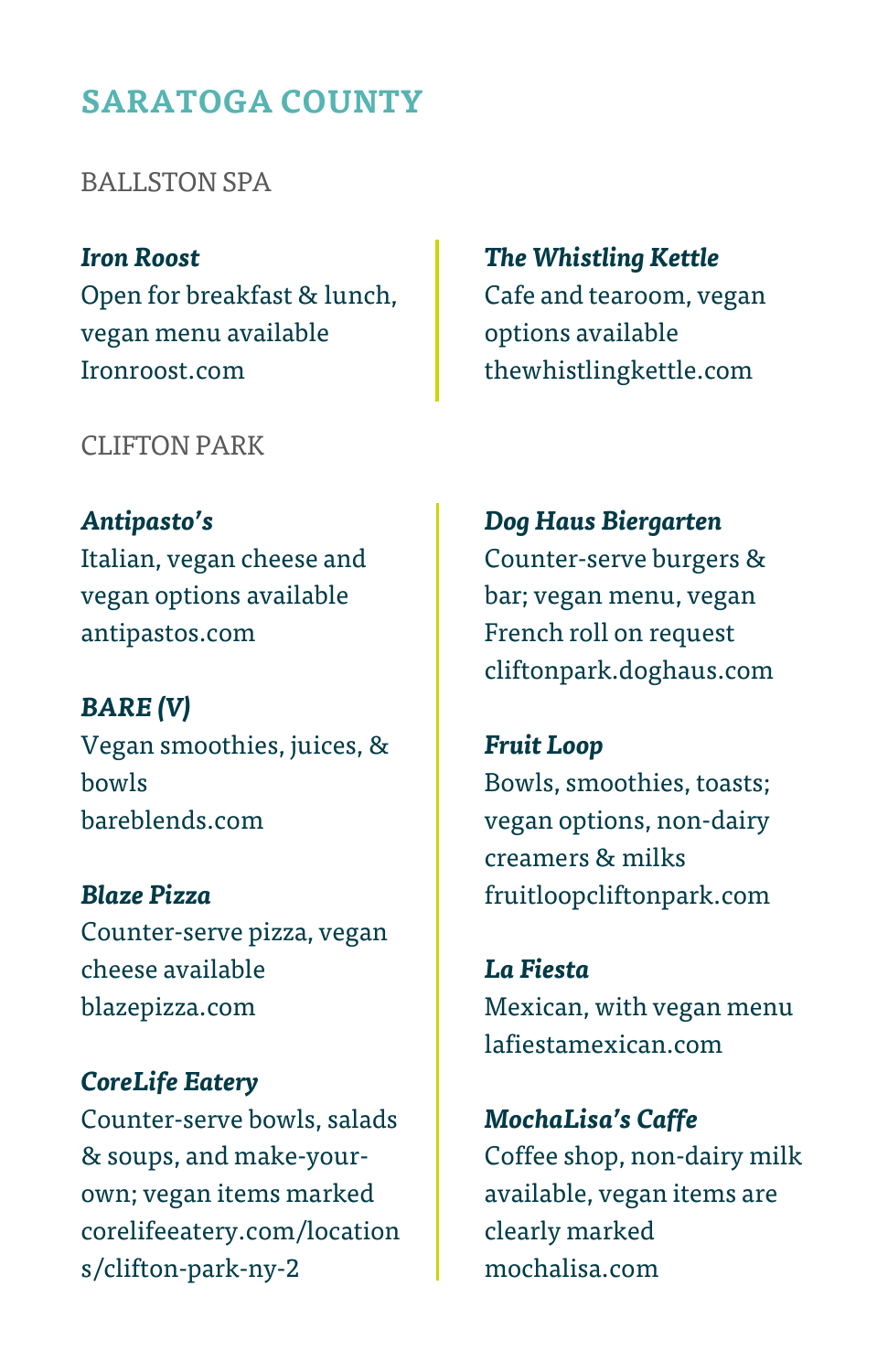## SARATOGA COUNTY

### BALLSTON SPA

***Iron Roost***
Open for breakfast & lunch, vegan menu available
Ironroost.com

***The Whistling Kettle***
Cafe and tearoom, vegan options available
thewhistlingkettle.com

### CLIFTON PARK

***Antipasto's***
Italian, vegan cheese and vegan options available
antipastos.com

***BARE (V)***
Vegan smoothies, juices, & bowls
bareblends.com

***Blaze Pizza***
Counter-serve pizza, vegan cheese available
blazepizza.com

***CoreLife Eatery***
Counter-serve bowls, salads & soups, and make-your-own; vegan items marked
corelifeeatery.com/locations/clifton-park-ny-2

***Dog Haus Biergarten***
Counter-serve burgers & bar; vegan menu, vegan French roll on request
cliftonpark.doghaus.com

***Fruit Loop***
Bowls, smoothies, toasts; vegan options, non-dairy creamers & milks
fruitloopcliftonpark.com

***La Fiesta***
Mexican, with vegan menu
lafiestamexican.com

***MochaLisa's Caffe***
Coffee shop, non-dairy milk available, vegan items are clearly marked
mochalisa.com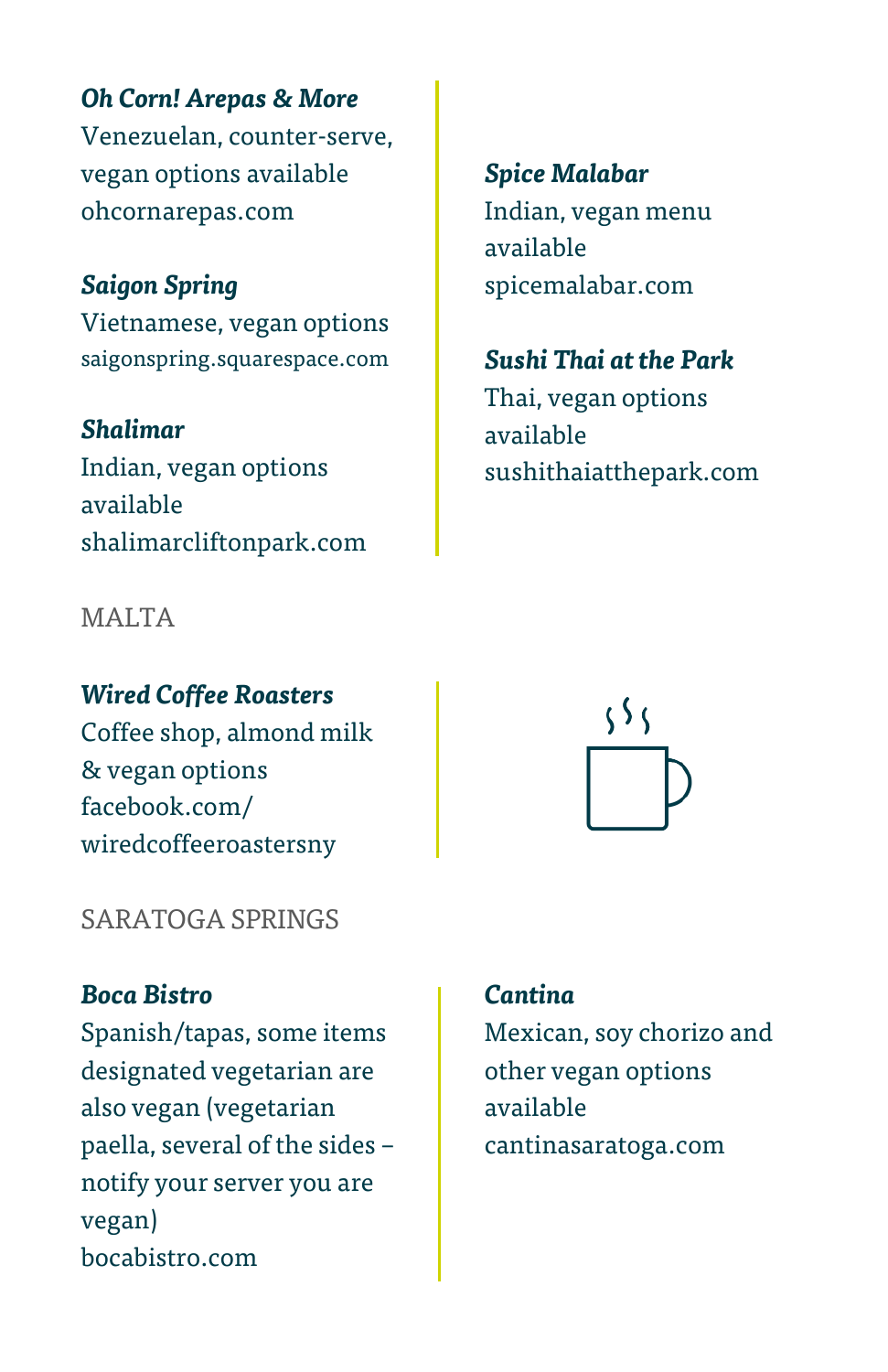***Oh Corn! Arepas & More***
Venezuelan, counter-serve, vegan options available
ohcornarepas.com

***Saigon Spring***
Vietnamese, vegan options
saigonspring.squarespace.com

***Shalimar***
Indian, vegan options available
shalimarcliftonpark.com

***Spice Malabar***
Indian, vegan menu available
spicemalabar.com

***Sushi Thai at the Park***
Thai, vegan options available
sushithaiatthepark.com

MALTA

***Wired Coffee Roasters***
Coffee shop, almond milk & vegan options
facebook.com/wiredcoffeeroastersny

SARATOGA SPRINGS

***Boca Bistro***
Spanish/tapas, some items designated vegetarian are also vegan (vegetarian paella, several of the sides – notify your server you are vegan)
bocabistro.com

***Cantina***
Mexican, soy chorizo and other vegan options available
cantinasaratoga.com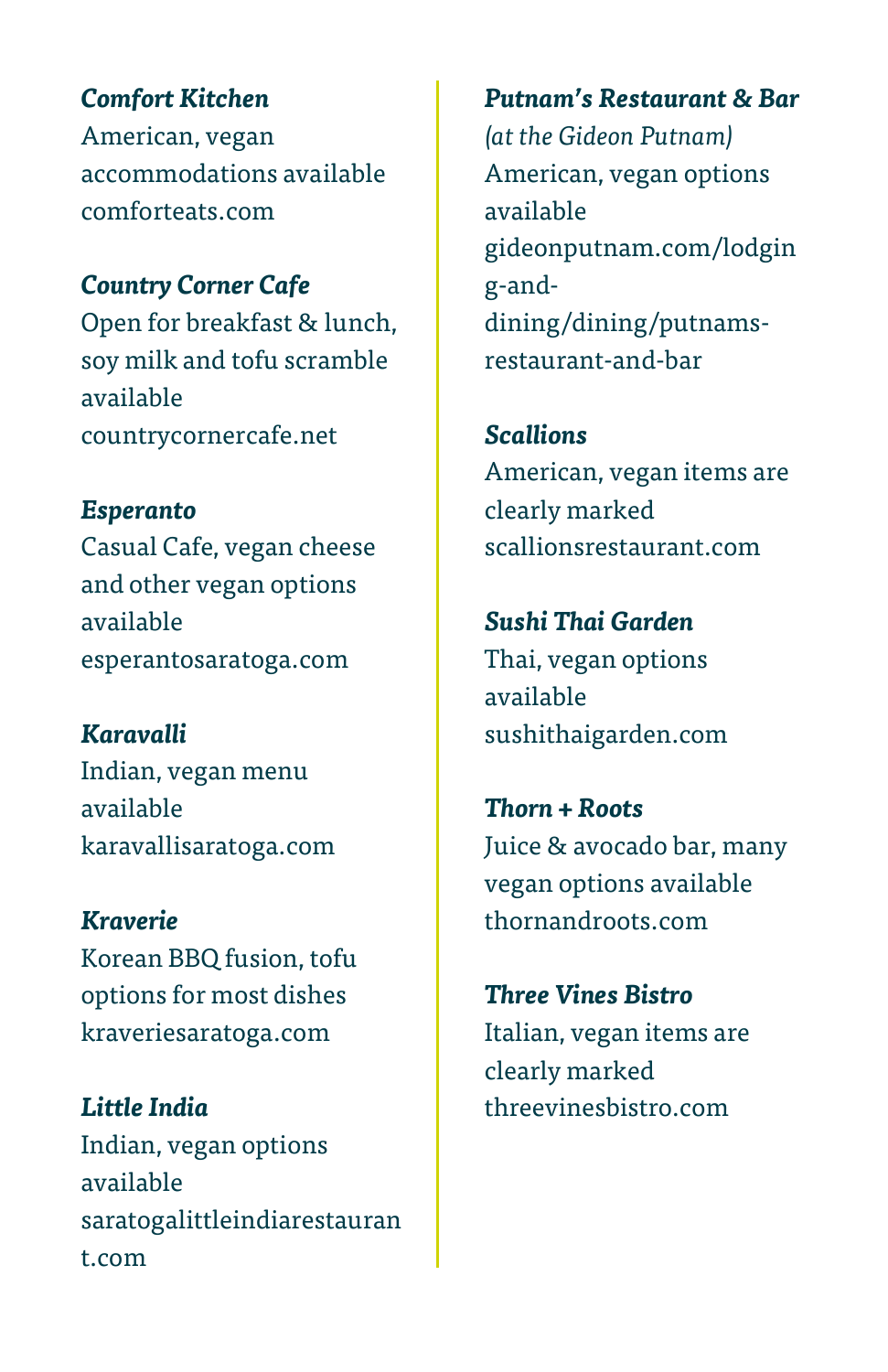***Comfort Kitchen***
American, vegan accommodations available
comforteats.com

***Country Corner Cafe***
Open for breakfast & lunch, soy milk and tofu scramble available
countrycornercafe.net

***Esperanto***
Casual Cafe, vegan cheese and other vegan options available
esperantosaratoga.com

***Karavalli***
Indian, vegan menu available
karavallisaratoga.com

***Kraverie***
Korean BBQ fusion, tofu options for most dishes
kraveriesaratoga.com

***Little India***
Indian, vegan options available
saratogalittleindiarestaurant.com

***Putnam's Restaurant & Bar***
*(at the Gideon Putnam)*
American, vegan options available
gideonputnam.com/lodging-and-dining/dining/putnams-restaurant-and-bar

***Scallions***
American, vegan items are clearly marked
scallionsrestaurant.com

***Sushi Thai Garden***
Thai, vegan options available
sushithaigarden.com

***Thorn + Roots***
Juice & avocado bar, many vegan options available
thornandroots.com

***Three Vines Bistro***
Italian, vegan items are clearly marked
threevinesbistro.com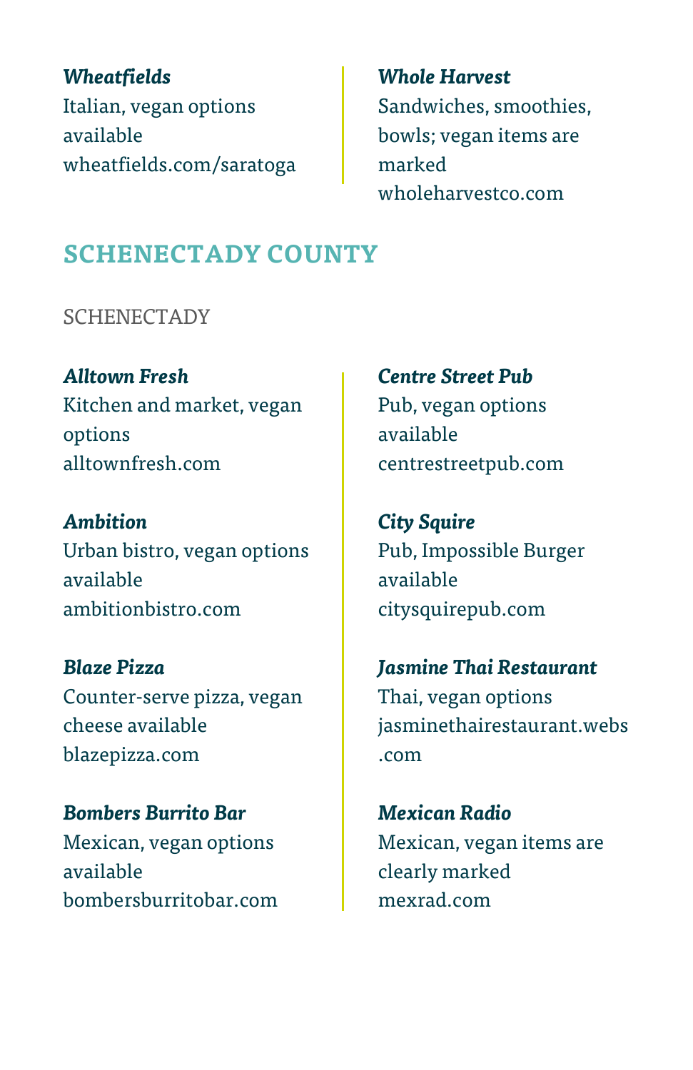***Wheatfields***
Italian, vegan options available
wheatfields.com/saratoga

***Whole Harvest***
Sandwiches, smoothies, bowls; vegan items are marked
wholeharvestco.com

## SCHENECTADY COUNTY

### SCHENECTADY

***Alltown Fresh***
Kitchen and market, vegan options
alltownfresh.com

***Ambition***
Urban bistro, vegan options available
ambitionbistro.com

***Blaze Pizza***
Counter-serve pizza, vegan cheese available
blazepizza.com

***Bombers Burrito Bar***
Mexican, vegan options available
bombersburritobar.com

***Centre Street Pub***
Pub, vegan options available
centrestreetpub.com

***City Squire***
Pub, Impossible Burger available
citysquirepub.com

***Jasmine Thai Restaurant***
Thai, vegan options
jasminethairestaurant.webs.com

***Mexican Radio***
Mexican, vegan items are clearly marked
mexrad.com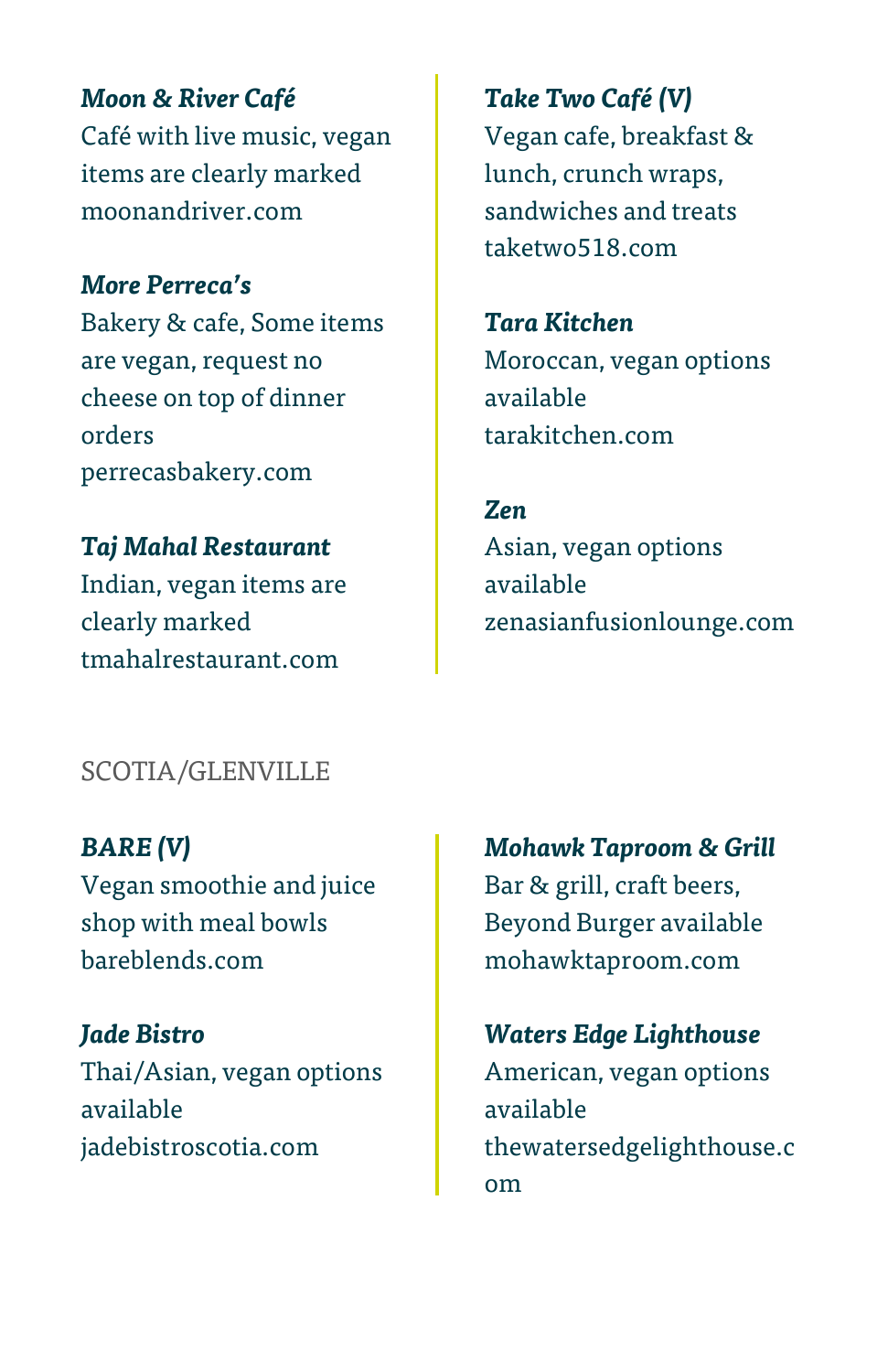***Moon & River Café***
Café with live music, vegan items are clearly marked
moonandriver.com

***More Perreca's***
Bakery & cafe, Some items are vegan, request no cheese on top of dinner orders
perrecasbakery.com

***Taj Mahal Restaurant***
Indian, vegan items are clearly marked
tmahalrestaurant.com

***Take Two Café (V)***
Vegan cafe, breakfast & lunch, crunch wraps, sandwiches and treats
taketwo518.com

***Tara Kitchen***
Moroccan, vegan options available
tarakitchen.com

***Zen***
Asian, vegan options available
zenasianfusionlounge.com

## SCOTIA/GLENVILLE

***BARE (V)***
Vegan smoothie and juice shop with meal bowls
bareblends.com

***Jade Bistro***
Thai/Asian, vegan options available
jadebistroscotia.com

***Mohawk Taproom & Grill***
Bar & grill, craft beers, Beyond Burger available
mohawktaproom.com

***Waters Edge Lighthouse***
American, vegan options available
thewatersedgelighthouse.com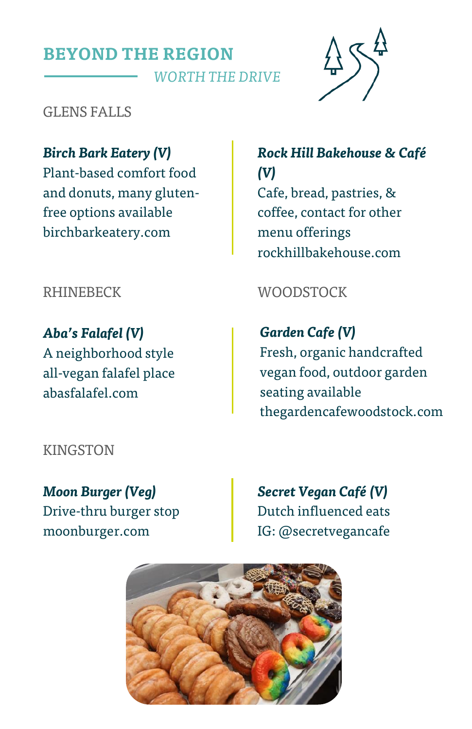## BEYOND THE REGION

*WORTH THE DRIVE*

### GLENS FALLS

***Birch Bark Eatery (V)***
Plant-based comfort food and donuts, many gluten-free options available
birchbarkeatery.com

***Rock Hill Bakehouse & Café (V)***
Cafe, bread, pastries, & coffee, contact for other menu offerings
rockhillbakehouse.com

### RHINEBECK

***Aba's Falafel (V)***
A neighborhood style all-vegan falafel place
abasfalafel.com

### WOODSTOCK

***Garden Cafe (V)***
Fresh, organic handcrafted vegan food, outdoor garden seating available
thegardencafewoodstock.com

### KINGSTON

***Moon Burger (Veg)***
Drive-thru burger stop
moonburger.com

***Secret Vegan Café (V)***
Dutch influenced eats
IG: @secretvegancafe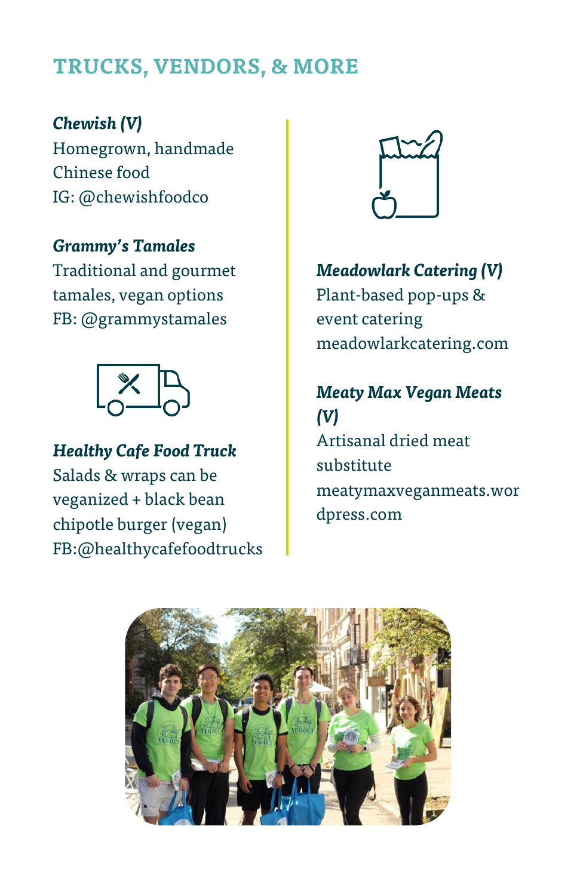## TRUCKS, VENDORS, & MORE

***Chewish (V)***
Homegrown, handmade Chinese food
IG: @chewishfoodco

***Grammy's Tamales***
Traditional and gourmet tamales, vegan options
FB: @grammystamales

***Healthy Cafe Food Truck***
Salads & wraps can be veganized + black bean chipotle burger (vegan)
FB:@healthycafefoodtrucks

***Meadowlark Catering (V)***
Plant-based pop-ups & event catering
meadowlarkcatering.com

***Meaty Max Vegan Meats (V)***
Artisanal dried meat substitute
meatymaxveganmeats.wordpress.com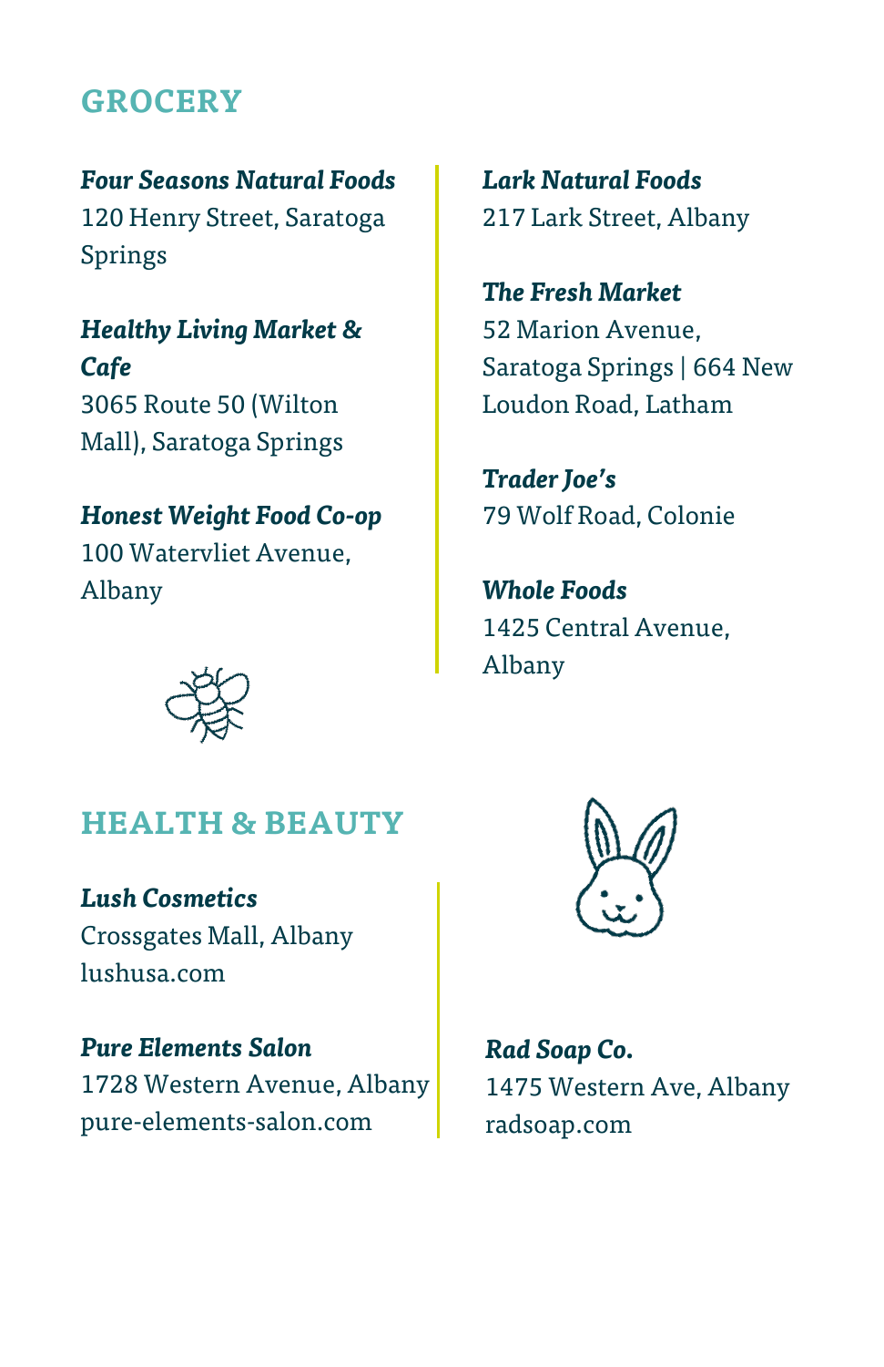## GROCERY

***Four Seasons Natural Foods***
120 Henry Street, Saratoga Springs

***Healthy Living Market & Cafe***
3065 Route 50 (Wilton Mall), Saratoga Springs

***Honest Weight Food Co-op***
100 Watervliet Avenue, Albany

***Lark Natural Foods***
217 Lark Street, Albany

***The Fresh Market***
52 Marion Avenue, Saratoga Springs | 664 New Loudon Road, Latham

***Trader Joe's***
79 Wolf Road, Colonie

***Whole Foods***
1425 Central Avenue, Albany

## HEALTH & BEAUTY

***Lush Cosmetics***
Crossgates Mall, Albany
lushusa.com

***Pure Elements Salon***
1728 Western Avenue, Albany
pure-elements-salon.com

***Rad Soap Co.***
1475 Western Ave, Albany
radsoap.com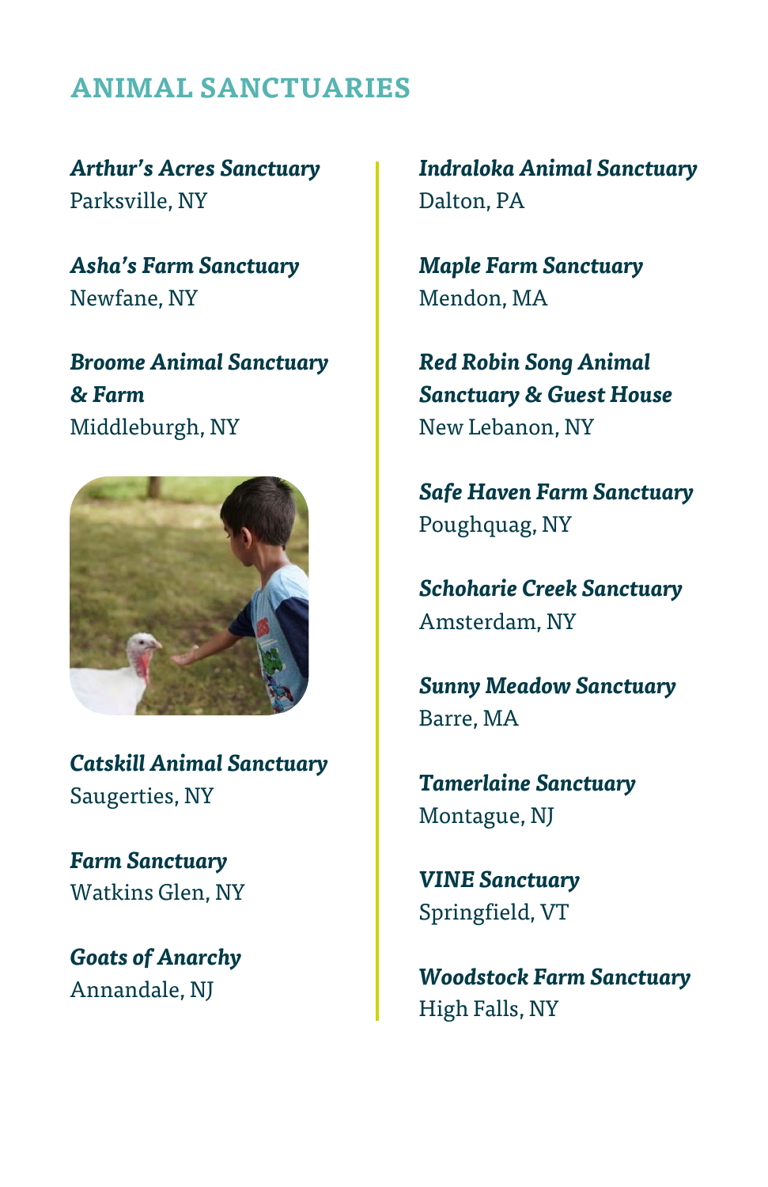## ANIMAL SANCTUARIES

***Arthur's Acres Sanctuary***
Parksville, NY

***Asha's Farm Sanctuary***
Newfane, NY

***Broome Animal Sanctuary & Farm***
Middleburgh, NY

***Catskill Animal Sanctuary***
Saugerties, NY

***Farm Sanctuary***
Watkins Glen, NY

***Goats of Anarchy***
Annandale, NJ

***Indraloka Animal Sanctuary***
Dalton, PA

***Maple Farm Sanctuary***
Mendon, MA

***Red Robin Song Animal Sanctuary & Guest House***
New Lebanon, NY

***Safe Haven Farm Sanctuary***
Poughquag, NY

***Schoharie Creek Sanctuary***
Amsterdam, NY

***Sunny Meadow Sanctuary***
Barre, MA

***Tamerlaine Sanctuary***
Montague, NJ

***VINE Sanctuary***
Springfield, VT

***Woodstock Farm Sanctuary***
High Falls, NY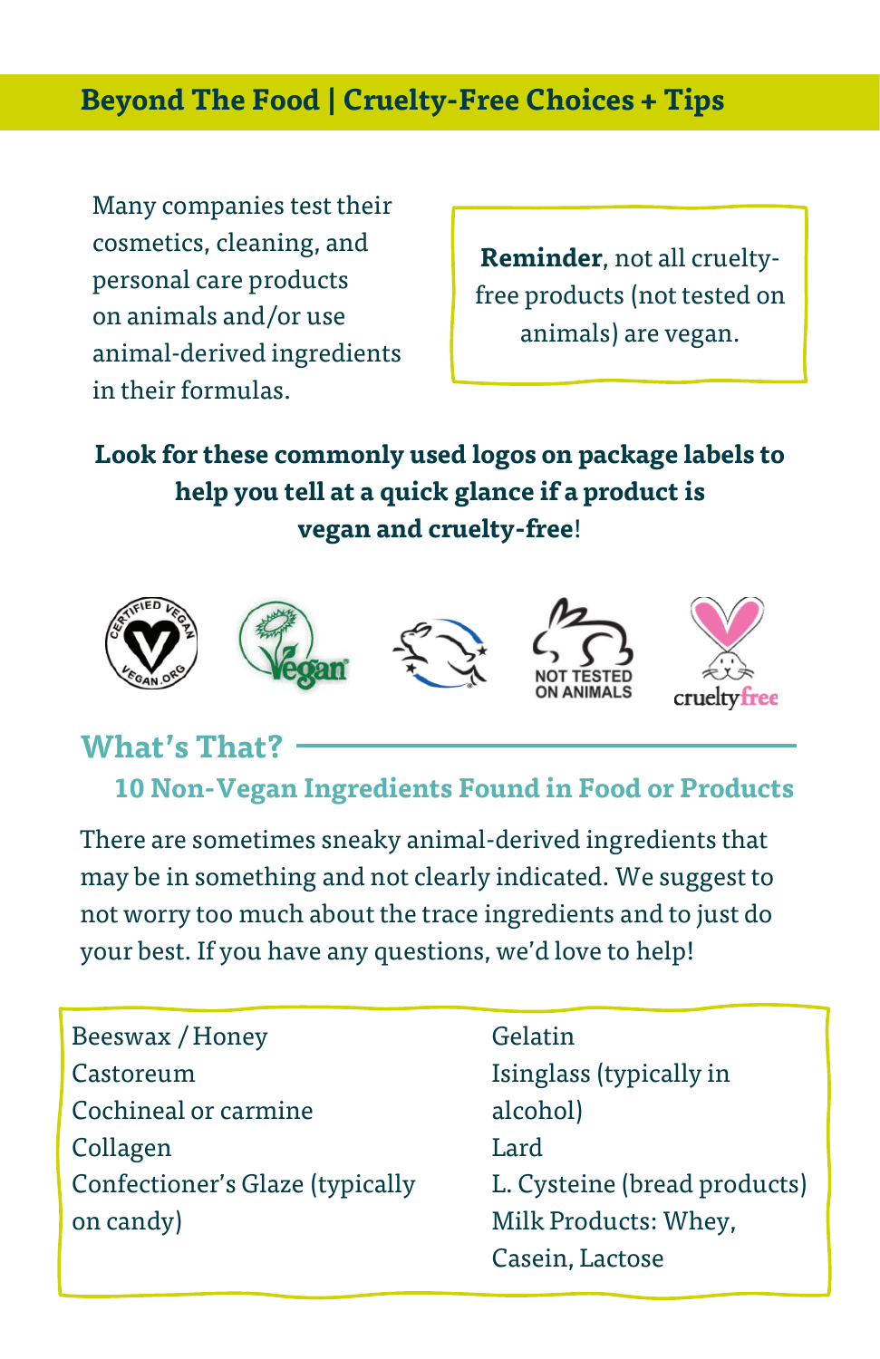## Beyond The Food | Cruelty-Free Choices + Tips

Many companies test their cosmetics, cleaning, and personal care products on animals and/or use animal-derived ingredients in their formulas.

**Reminder**, not all cruelty-free products (not tested on animals) are vegan.

**Look for these commonly used logos on package labels to help you tell at a quick glance if a product is vegan and cruelty-free**!

## What's That?

### 10 Non-Vegan Ingredients Found in Food or Products

There are sometimes sneaky animal-derived ingredients that may be in something and not clearly indicated. We suggest to not worry too much about the trace ingredients and to just do your best. If you have any questions, we'd love to help!

- Beeswax / Honey
- Castoreum
- Cochineal or carmine
- Collagen
- Confectioner's Glaze (typically on candy)
- Gelatin
- Isinglass (typically in alcohol)
- Lard
- L. Cysteine (bread products)
- Milk Products: Whey, Casein, Lactose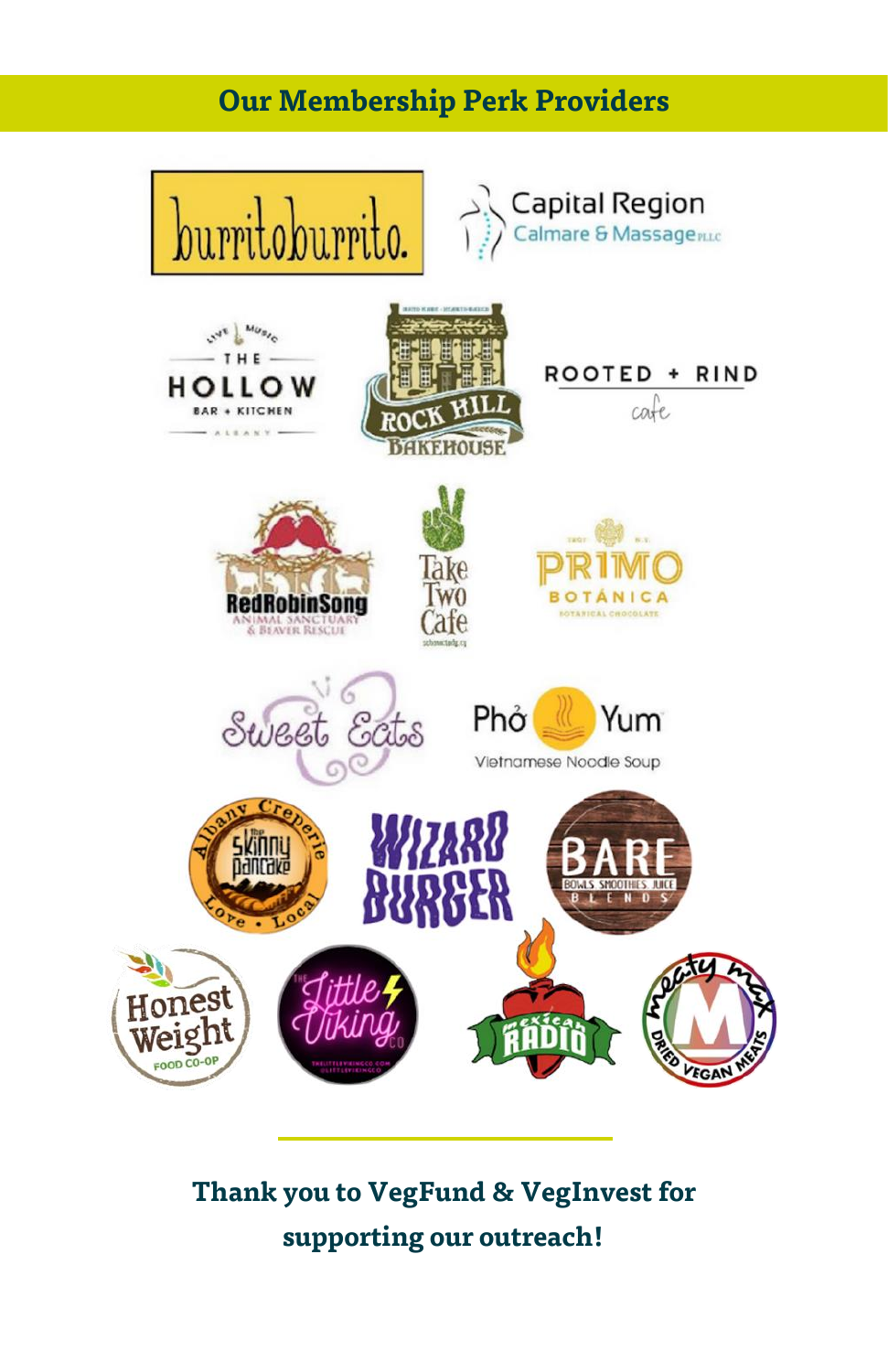## Our Membership Perk Providers

burritoburrito.

Capital Region Calmare & Massage PLLC

The Hollow Bar + Kitchen

Rock Hill Bakehouse

Rooted + Rind cafe

RedRobinSong Animal Sanctuary & Beaver Rescue

Take Two Cafe

Primo Botánica

Sweet Eats

Phở Yum Vietnamese Noodle Soup

The Skinny Pancake

Wizard Burger

Bare Blends

Honest Weight Food Co-op

The Little Viking Co

Mexican Radio

Meaty Max Dried Vegan Meats

---

**Thank you to VegFund & VegInvest for supporting our outreach!**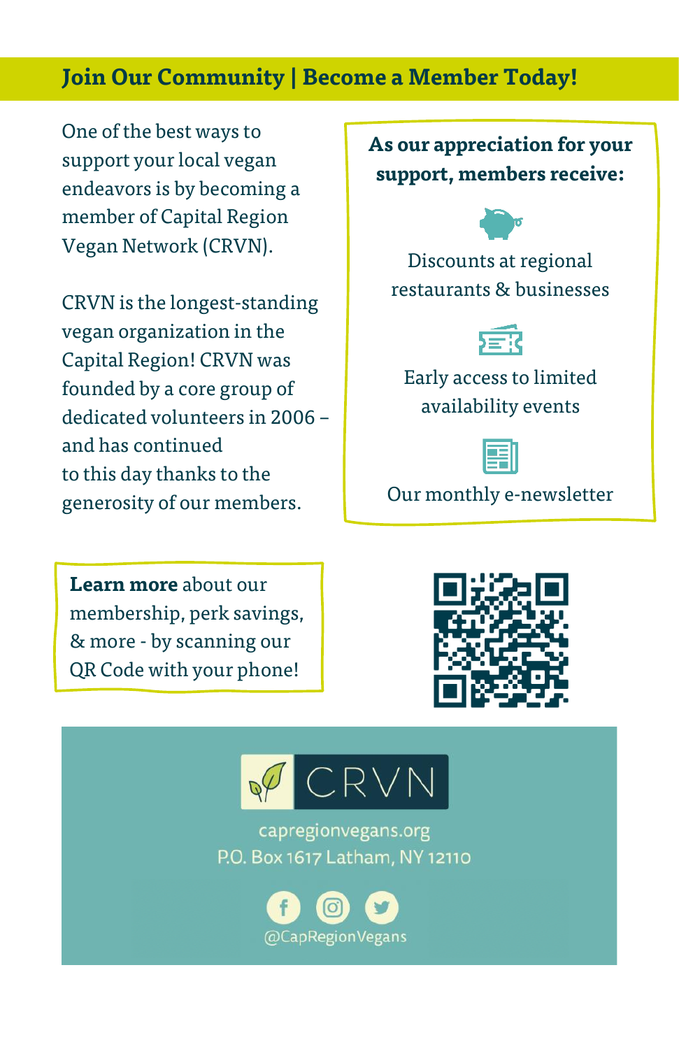## Join Our Community | Become a Member Today!

One of the best ways to support your local vegan endeavors is by becoming a member of Capital Region Vegan Network (CRVN).

CRVN is the longest-standing vegan organization in the Capital Region! CRVN was founded by a core group of dedicated volunteers in 2006 – and has continued to this day thanks to the generosity of our members.

**As our appreciation for your support, members receive:**

- Discounts at regional restaurants & businesses
- Early access to limited availability events
- Our monthly e-newsletter

**Learn more** about our membership, perk savings, & more - by scanning our QR Code with your phone!

CRVN

capregionvegans.org
P.O. Box 1617 Latham, NY 12110

@CapRegionVegans